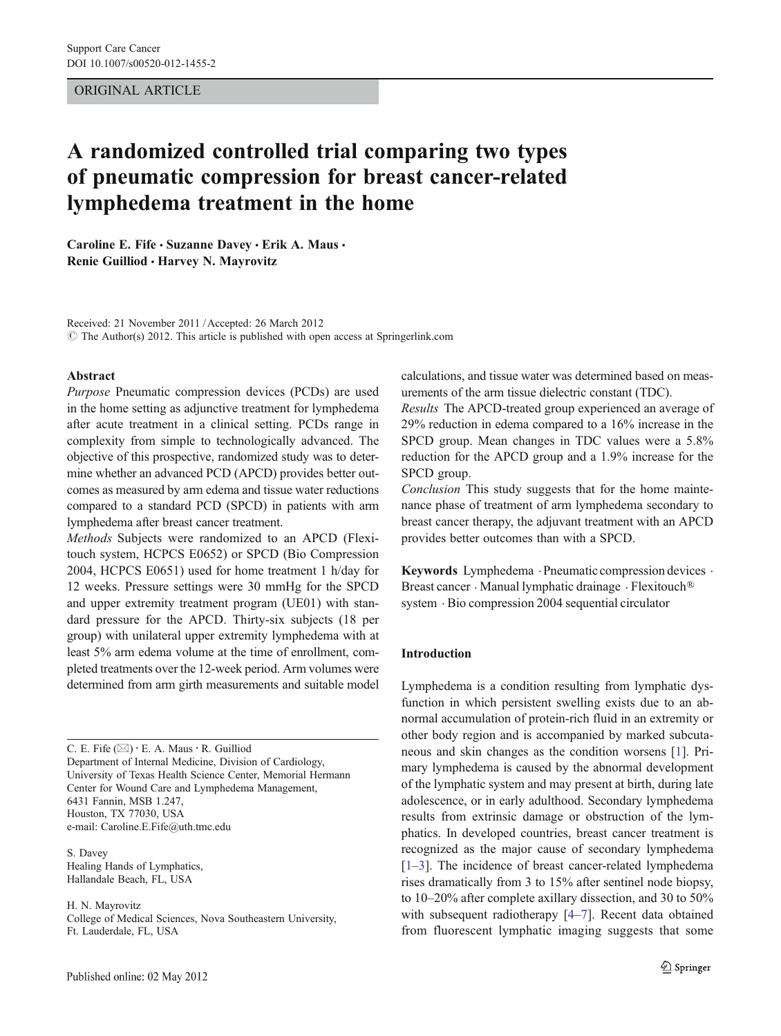ORIGINAL ARTICLE

# A randomized controlled trial comparing two types of pneumatic compression for breast cancer-related lymphedema treatment in the home

**Caroline E. Fife · Suzanne Davey · Erik A. Maus · Renie Guilliod · Harvey N. Mayrovitz**

Received: 21 November 2011 / Accepted: 26 March 2012
© The Author(s) 2012. This article is published with open access at Springerlink.com

**Abstract**

*Purpose* Pneumatic compression devices (PCDs) are used in the home setting as adjunctive treatment for lymphedema after acute treatment in a clinical setting. PCDs range in complexity from simple to technologically advanced. The objective of this prospective, randomized study was to determine whether an advanced PCD (APCD) provides better outcomes as measured by arm edema and tissue water reductions compared to a standard PCD (SPCD) in patients with arm lymphedema after breast cancer treatment.

*Methods* Subjects were randomized to an APCD (Flexitouch system, HCPCS E0652) or SPCD (Bio Compression 2004, HCPCS E0651) used for home treatment 1 h/day for 12 weeks. Pressure settings were 30 mmHg for the SPCD and upper extremity treatment program (UE01) with standard pressure for the APCD. Thirty-six subjects (18 per group) with unilateral upper extremity lymphedema with at least 5% arm edema volume at the time of enrollment, completed treatments over the 12-week period. Arm volumes were determined from arm girth measurements and suitable model calculations, and tissue water was determined based on measurements of the arm tissue dielectric constant (TDC).

*Results* The APCD-treated group experienced an average of 29% reduction in edema compared to a 16% increase in the SPCD group. Mean changes in TDC values were a 5.8% reduction for the APCD group and a 1.9% increase for the SPCD group.

*Conclusion* This study suggests that for the home maintenance phase of treatment of arm lymphedema secondary to breast cancer therapy, the adjuvant treatment with an APCD provides better outcomes than with a SPCD.

**Keywords** Lymphedema · Pneumatic compression devices · Breast cancer · Manual lymphatic drainage · Flexitouch® system · Bio compression 2004 sequential circulator

C. E. Fife (✉) · E. A. Maus · R. Guilliod
Department of Internal Medicine, Division of Cardiology, University of Texas Health Science Center, Memorial Hermann Center for Wound Care and Lymphedema Management, 6431 Fannin, MSB 1.247, Houston, TX 77030, USA
e-mail: Caroline.E.Fife@uth.tmc.edu

S. Davey
Healing Hands of Lymphatics, Hallandale Beach, FL, USA

H. N. Mayrovitz
College of Medical Sciences, Nova Southeastern University, Ft. Lauderdale, FL, USA

## Introduction

Lymphedema is a condition resulting from lymphatic dysfunction in which persistent swelling exists due to an abnormal accumulation of protein-rich fluid in an extremity or other body region and is accompanied by marked subcutaneous and skin changes as the condition worsens [1]. Primary lymphedema is caused by the abnormal development of the lymphatic system and may present at birth, during late adolescence, or in early adulthood. Secondary lymphedema results from extrinsic damage or obstruction of the lymphatics. In developed countries, breast cancer treatment is recognized as the major cause of secondary lymphedema [1–3]. The incidence of breast cancer-related lymphedema rises dramatically from 3 to 15% after sentinel node biopsy, to 10–20% after complete axillary dissection, and 30 to 50% with subsequent radiotherapy [4–7]. Recent data obtained from fluorescent lymphatic imaging suggests that some

Published online: 02 May 2012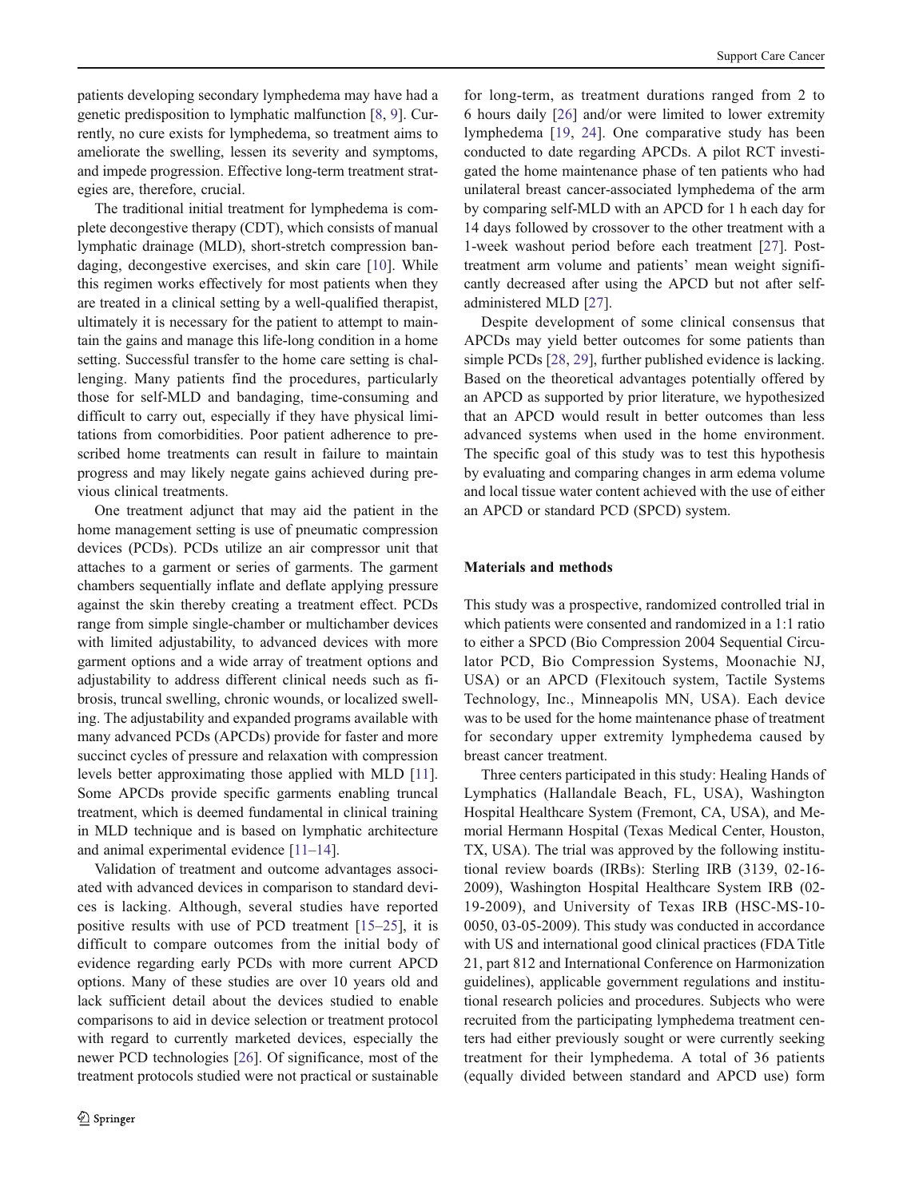patients developing secondary lymphedema may have had a genetic predisposition to lymphatic malfunction [8, 9]. Currently, no cure exists for lymphedema, so treatment aims to ameliorate the swelling, lessen its severity and symptoms, and impede progression. Effective long-term treatment strategies are, therefore, crucial.

The traditional initial treatment for lymphedema is complete decongestive therapy (CDT), which consists of manual lymphatic drainage (MLD), short-stretch compression bandaging, decongestive exercises, and skin care [10]. While this regimen works effectively for most patients when they are treated in a clinical setting by a well-qualified therapist, ultimately it is necessary for the patient to attempt to maintain the gains and manage this life-long condition in a home setting. Successful transfer to the home care setting is challenging. Many patients find the procedures, particularly those for self-MLD and bandaging, time-consuming and difficult to carry out, especially if they have physical limitations from comorbidities. Poor patient adherence to prescribed home treatments can result in failure to maintain progress and may likely negate gains achieved during previous clinical treatments.

One treatment adjunct that may aid the patient in the home management setting is use of pneumatic compression devices (PCDs). PCDs utilize an air compressor unit that attaches to a garment or series of garments. The garment chambers sequentially inflate and deflate applying pressure against the skin thereby creating a treatment effect. PCDs range from simple single-chamber or multichamber devices with limited adjustability, to advanced devices with more garment options and a wide array of treatment options and adjustability to address different clinical needs such as fibrosis, truncal swelling, chronic wounds, or localized swelling. The adjustability and expanded programs available with many advanced PCDs (APCDs) provide for faster and more succinct cycles of pressure and relaxation with compression levels better approximating those applied with MLD [11]. Some APCDs provide specific garments enabling truncal treatment, which is deemed fundamental in clinical training in MLD technique and is based on lymphatic architecture and animal experimental evidence [11–14].

Validation of treatment and outcome advantages associated with advanced devices in comparison to standard devices is lacking. Although, several studies have reported positive results with use of PCD treatment [15–25], it is difficult to compare outcomes from the initial body of evidence regarding early PCDs with more current APCD options. Many of these studies are over 10 years old and lack sufficient detail about the devices studied to enable comparisons to aid in device selection or treatment protocol with regard to currently marketed devices, especially the newer PCD technologies [26]. Of significance, most of the treatment protocols studied were not practical or sustainable for long-term, as treatment durations ranged from 2 to 6 hours daily [26] and/or were limited to lower extremity lymphedema [19, 24]. One comparative study has been conducted to date regarding APCDs. A pilot RCT investigated the home maintenance phase of ten patients who had unilateral breast cancer-associated lymphedema of the arm by comparing self-MLD with an APCD for 1 h each day for 14 days followed by crossover to the other treatment with a 1-week washout period before each treatment [27]. Post-treatment arm volume and patients' mean weight significantly decreased after using the APCD but not after self-administered MLD [27].

Despite development of some clinical consensus that APCDs may yield better outcomes for some patients than simple PCDs [28, 29], further published evidence is lacking. Based on the theoretical advantages potentially offered by an APCD as supported by prior literature, we hypothesized that an APCD would result in better outcomes than less advanced systems when used in the home environment. The specific goal of this study was to test this hypothesis by evaluating and comparing changes in arm edema volume and local tissue water content achieved with the use of either an APCD or standard PCD (SPCD) system.

## Materials and methods

This study was a prospective, randomized controlled trial in which patients were consented and randomized in a 1:1 ratio to either a SPCD (Bio Compression 2004 Sequential Circulator PCD, Bio Compression Systems, Moonachie NJ, USA) or an APCD (Flexitouch system, Tactile Systems Technology, Inc., Minneapolis MN, USA). Each device was to be used for the home maintenance phase of treatment for secondary upper extremity lymphedema caused by breast cancer treatment.

Three centers participated in this study: Healing Hands of Lymphatics (Hallandale Beach, FL, USA), Washington Hospital Healthcare System (Fremont, CA, USA), and Memorial Hermann Hospital (Texas Medical Center, Houston, TX, USA). The trial was approved by the following institutional review boards (IRBs): Sterling IRB (3139, 02-16-2009), Washington Hospital Healthcare System IRB (02-19-2009), and University of Texas IRB (HSC-MS-10-0050, 03-05-2009). This study was conducted in accordance with US and international good clinical practices (FDA Title 21, part 812 and International Conference on Harmonization guidelines), applicable government regulations and institutional research policies and procedures. Subjects who were recruited from the participating lymphedema treatment centers had either previously sought or were currently seeking treatment for their lymphedema. A total of 36 patients (equally divided between standard and APCD use) form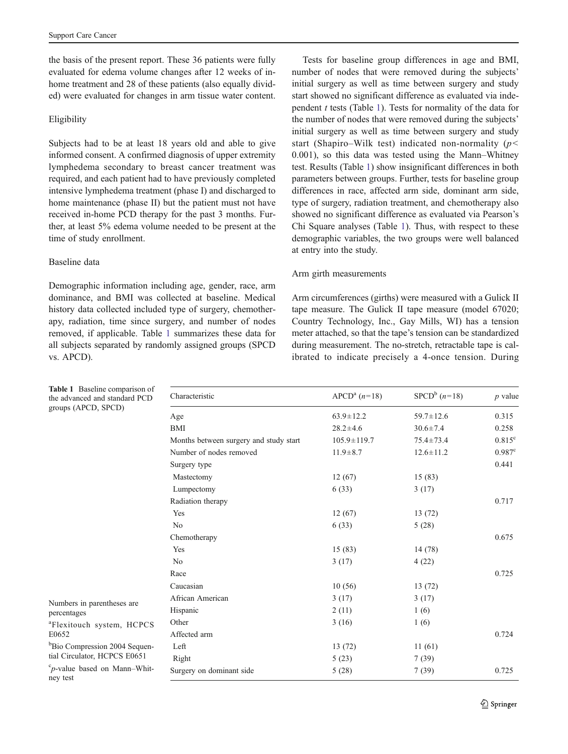the basis of the present report. These 36 patients were fully evaluated for edema volume changes after 12 weeks of in-home treatment and 28 of these patients (also equally divided) were evaluated for changes in arm tissue water content.

### Eligibility

Subjects had to be at least 18 years old and able to give informed consent. A confirmed diagnosis of upper extremity lymphedema secondary to breast cancer treatment was required, and each patient had to have previously completed intensive lymphedema treatment (phase I) and discharged to home maintenance (phase II) but the patient must not have received in-home PCD therapy for the past 3 months. Further, at least 5% edema volume needed to be present at the time of study enrollment.

### Baseline data

Demographic information including age, gender, race, arm dominance, and BMI was collected at baseline. Medical history data collected included type of surgery, chemotherapy, radiation, time since surgery, and number of nodes removed, if applicable. Table 1 summarizes these data for all subjects separated by randomly assigned groups (SPCD vs. APCD).

Tests for baseline group differences in age and BMI, number of nodes that were removed during the subjects' initial surgery as well as time between surgery and study start showed no significant difference as evaluated via independent *t* tests (Table 1). Tests for normality of the data for the number of nodes that were removed during the subjects' initial surgery as well as time between surgery and study start (Shapiro–Wilk test) indicated non-normality ($p < 0.001$), so this data was tested using the Mann–Whitney test. Results (Table 1) show insignificant differences in both parameters between groups. Further, tests for baseline group differences in race, affected arm side, dominant arm side, type of surgery, radiation treatment, and chemotherapy also showed no significant difference as evaluated via Pearson's Chi Square analyses (Table 1). Thus, with respect to these demographic variables, the two groups were well balanced at entry into the study.

### Arm girth measurements

Arm circumferences (girths) were measured with a Gulick II tape measure. The Gulick II tape measure (model 67020; Country Technology, Inc., Gay Mills, WI) has a tension meter attached, so that the tape's tension can be standardized during measurement. The no-stretch, retractable tape is calibrated to indicate precisely a 4-once tension. During

**Table 1** Baseline comparison of the advanced and standard PCD groups (APCD, SPCD)

| Characteristic | APCD[a] ($n$=18) | SPCD[b] ($n$=18) | $p$ value |
|---|---|---|---|
| Age | 63.9±12.2 | 59.7±12.6 | 0.315 |
| BMI | 28.2±4.6 | 30.6±7.4 | 0.258 |
| Months between surgery and study start | 105.9±119.7 | 75.4±73.4 | 0.815[c] |
| Number of nodes removed | 11.9±8.7 | 12.6±11.2 | 0.987[c] |
| Surgery type | | | 0.441 |
| Mastectomy | 12 (67) | 15 (83) | |
| Lumpectomy | 6 (33) | 3 (17) | |
| Radiation therapy | | | 0.717 |
| Yes | 12 (67) | 13 (72) | |
| No | 6 (33) | 5 (28) | |
| Chemotherapy | | | 0.675 |
| Yes | 15 (83) | 14 (78) | |
| No | 3 (17) | 4 (22) | |
| Race | | | 0.725 |
| Caucasian | 10 (56) | 13 (72) | |
| African American | 3 (17) | 3 (17) | |
| Hispanic | 2 (11) | 1 (6) | |
| Other | 3 (16) | 1 (6) | |
| Affected arm | | | 0.724 |
| Left | 13 (72) | 11 (61) | |
| Right | 5 (23) | 7 (39) | |
| Surgery on dominant side | 5 (28) | 7 (39) | 0.725 |

Numbers in parentheses are percentages

[a] Flexitouch system, HCPCS E0652

[b] Bio Compression 2004 Sequential Circulator, HCPCS E0651

[c] $p$-value based on Mann–Whitney test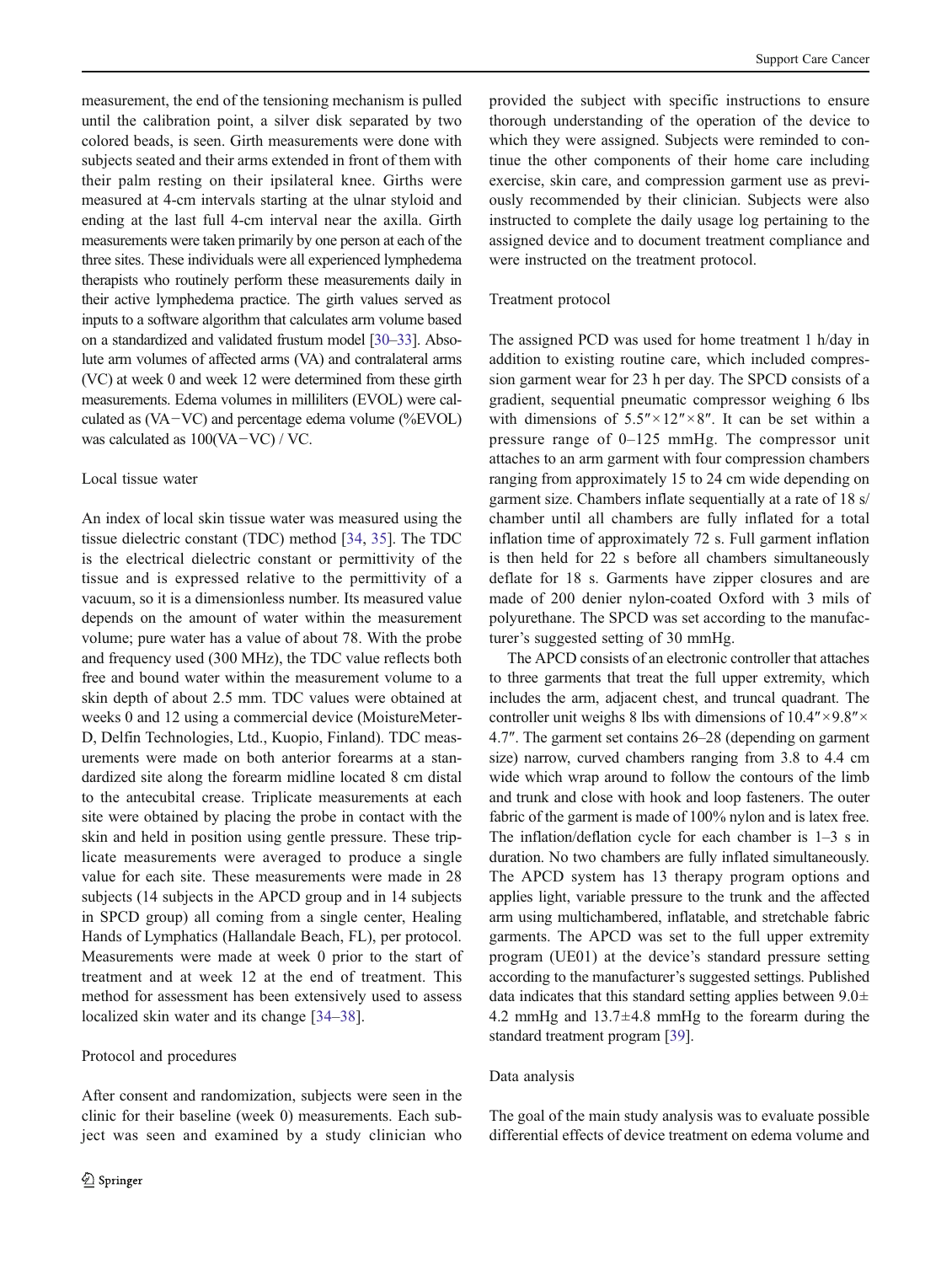measurement, the end of the tensioning mechanism is pulled until the calibration point, a silver disk separated by two colored beads, is seen. Girth measurements were done with subjects seated and their arms extended in front of them with their palm resting on their ipsilateral knee. Girths were measured at 4-cm intervals starting at the ulnar styloid and ending at the last full 4-cm interval near the axilla. Girth measurements were taken primarily by one person at each of the three sites. These individuals were all experienced lymphedema therapists who routinely perform these measurements daily in their active lymphedema practice. The girth values served as inputs to a software algorithm that calculates arm volume based on a standardized and validated frustum model [30–33]. Absolute arm volumes of affected arms (VA) and contralateral arms (VC) at week 0 and week 12 were determined from these girth measurements. Edema volumes in milliliters (EVOL) were calculated as (VA−VC) and percentage edema volume (%EVOL) was calculated as 100(VA−VC) / VC.

### Local tissue water

An index of local skin tissue water was measured using the tissue dielectric constant (TDC) method [34, 35]. The TDC is the electrical dielectric constant or permittivity of the tissue and is expressed relative to the permittivity of a vacuum, so it is a dimensionless number. Its measured value depends on the amount of water within the measurement volume; pure water has a value of about 78. With the probe and frequency used (300 MHz), the TDC value reflects both free and bound water within the measurement volume to a skin depth of about 2.5 mm. TDC values were obtained at weeks 0 and 12 using a commercial device (MoistureMeter-D, Delfin Technologies, Ltd., Kuopio, Finland). TDC measurements were made on both anterior forearms at a standardized site along the forearm midline located 8 cm distal to the antecubital crease. Triplicate measurements at each site were obtained by placing the probe in contact with the skin and held in position using gentle pressure. These triplicate measurements were averaged to produce a single value for each site. These measurements were made in 28 subjects (14 subjects in the APCD group and in 14 subjects in SPCD group) all coming from a single center, Healing Hands of Lymphatics (Hallandale Beach, FL), per protocol. Measurements were made at week 0 prior to the start of treatment and at week 12 at the end of treatment. This method for assessment has been extensively used to assess localized skin water and its change [34–38].

### Protocol and procedures

After consent and randomization, subjects were seen in the clinic for their baseline (week 0) measurements. Each subject was seen and examined by a study clinician who provided the subject with specific instructions to ensure thorough understanding of the operation of the device to which they were assigned. Subjects were reminded to continue the other components of their home care including exercise, skin care, and compression garment use as previously recommended by their clinician. Subjects were also instructed to complete the daily usage log pertaining to the assigned device and to document treatment compliance and were instructed on the treatment protocol.

### Treatment protocol

The assigned PCD was used for home treatment 1 h/day in addition to existing routine care, which included compression garment wear for 23 h per day. The SPCD consists of a gradient, sequential pneumatic compressor weighing 6 lbs with dimensions of 5.5″×12″×8″. It can be set within a pressure range of 0–125 mmHg. The compressor unit attaches to an arm garment with four compression chambers ranging from approximately 15 to 24 cm wide depending on garment size. Chambers inflate sequentially at a rate of 18 s/chamber until all chambers are fully inflated for a total inflation time of approximately 72 s. Full garment inflation is then held for 22 s before all chambers simultaneously deflate for 18 s. Garments have zipper closures and are made of 200 denier nylon-coated Oxford with 3 mils of polyurethane. The SPCD was set according to the manufacturer's suggested setting of 30 mmHg.

The APCD consists of an electronic controller that attaches to three garments that treat the full upper extremity, which includes the arm, adjacent chest, and truncal quadrant. The controller unit weighs 8 lbs with dimensions of 10.4″×9.8″×4.7″. The garment set contains 26–28 (depending on garment size) narrow, curved chambers ranging from 3.8 to 4.4 cm wide which wrap around to follow the contours of the limb and trunk and close with hook and loop fasteners. The outer fabric of the garment is made of 100% nylon and is latex free. The inflation/deflation cycle for each chamber is 1–3 s in duration. No two chambers are fully inflated simultaneously. The APCD system has 13 therapy program options and applies light, variable pressure to the trunk and the affected arm using multichambered, inflatable, and stretchable fabric garments. The APCD was set to the full upper extremity program (UE01) at the device's standard pressure setting according to the manufacturer's suggested settings. Published data indicates that this standard setting applies between 9.0±4.2 mmHg and 13.7±4.8 mmHg to the forearm during the standard treatment program [39].

### Data analysis

The goal of the main study analysis was to evaluate possible differential effects of device treatment on edema volume and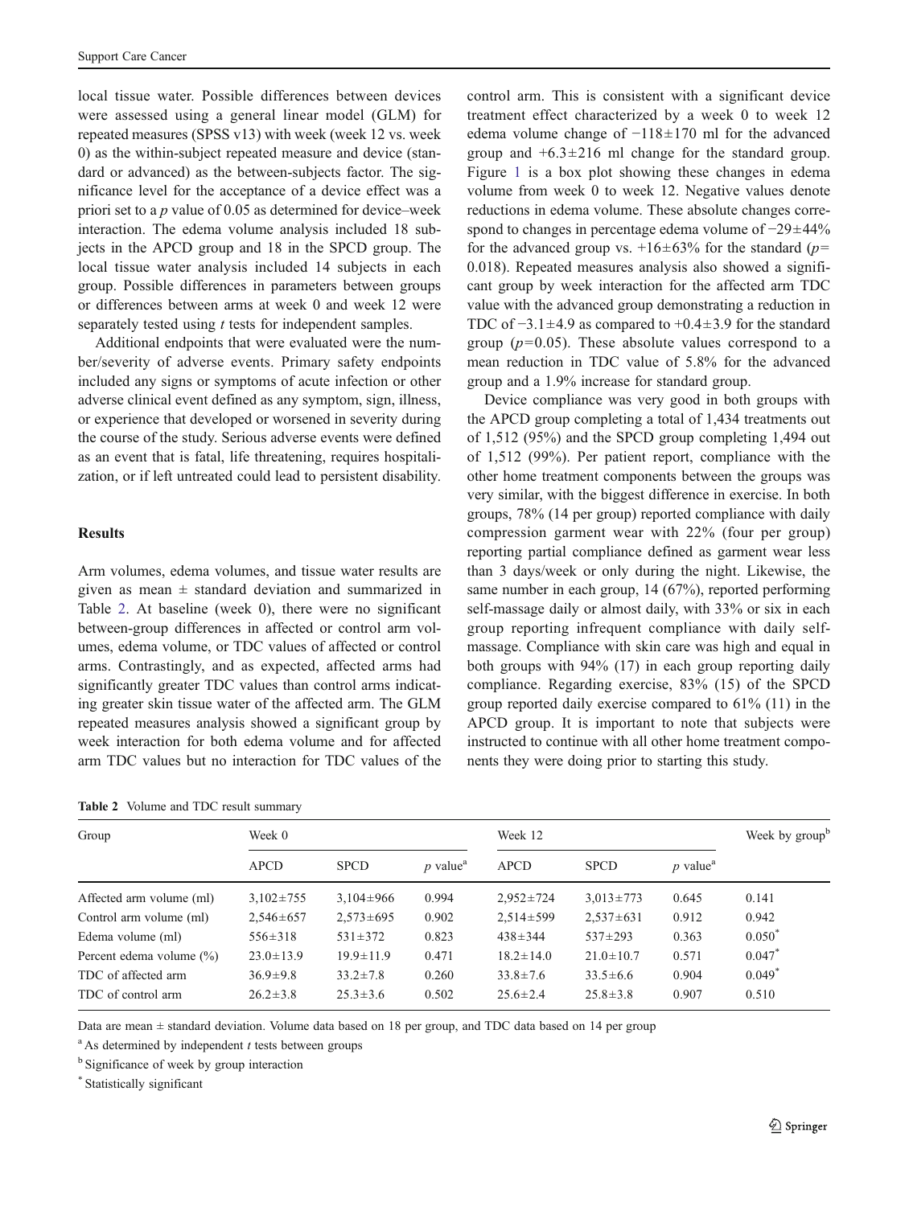local tissue water. Possible differences between devices were assessed using a general linear model (GLM) for repeated measures (SPSS v13) with week (week 12 vs. week 0) as the within-subject repeated measure and device (standard or advanced) as the between-subjects factor. The significance level for the acceptance of a device effect was a priori set to a $p$ value of 0.05 as determined for device–week interaction. The edema volume analysis included 18 subjects in the APCD group and 18 in the SPCD group. The local tissue water analysis included 14 subjects in each group. Possible differences in parameters between groups or differences between arms at week 0 and week 12 were separately tested using $t$ tests for independent samples.

Additional endpoints that were evaluated were the number/severity of adverse events. Primary safety endpoints included any signs or symptoms of acute infection or other adverse clinical event defined as any symptom, sign, illness, or experience that developed or worsened in severity during the course of the study. Serious adverse events were defined as an event that is fatal, life threatening, requires hospitalization, or if left untreated could lead to persistent disability.

## Results

Arm volumes, edema volumes, and tissue water results are given as mean ± standard deviation and summarized in Table 2. At baseline (week 0), there were no significant between-group differences in affected or control arm volumes, edema volume, or TDC values of affected or control arms. Contrastingly, and as expected, affected arms had significantly greater TDC values than control arms indicating greater skin tissue water of the affected arm. The GLM repeated measures analysis showed a significant group by week interaction for both edema volume and for affected arm TDC values but no interaction for TDC values of the control arm. This is consistent with a significant device treatment effect characterized by a week 0 to week 12 edema volume change of −118±170 ml for the advanced group and +6.3±216 ml change for the standard group. Figure 1 is a box plot showing these changes in edema volume from week 0 to week 12. Negative values denote reductions in edema volume. These absolute changes correspond to changes in percentage edema volume of −29±44% for the advanced group vs. +16±63% for the standard ($p=0.018$). Repeated measures analysis also showed a significant group by week interaction for the affected arm TDC value with the advanced group demonstrating a reduction in TDC of −3.1±4.9 as compared to +0.4±3.9 for the standard group ($p=0.05$). These absolute values correspond to a mean reduction in TDC value of 5.8% for the advanced group and a 1.9% increase for standard group.

Device compliance was very good in both groups with the APCD group completing a total of 1,434 treatments out of 1,512 (95%) and the SPCD group completing 1,494 out of 1,512 (99%). Per patient report, compliance with the other home treatment components between the groups was very similar, with the biggest difference in exercise. In both groups, 78% (14 per group) reported compliance with daily compression garment wear with 22% (four per group) reporting partial compliance defined as garment wear less than 3 days/week or only during the night. Likewise, the same number in each group, 14 (67%), reported performing self-massage daily or almost daily, with 33% or six in each group reporting infrequent compliance with daily self-massage. Compliance with skin care was high and equal in both groups with 94% (17) in each group reporting daily compliance. Regarding exercise, 83% (15) of the SPCD group reported daily exercise compared to 61% (11) in the APCD group. It is important to note that subjects were instructed to continue with all other home treatment components they were doing prior to starting this study.

**Table 2** Volume and TDC result summary

| Group | Week 0 | | | Week 12 | | | Week by group[b] |
|---|---|---|---|---|---|---|---|
| | APCD | SPCD | $p$ value[a] | APCD | SPCD | $p$ value[a] | |
| Affected arm volume (ml) | 3,102±755 | 3,104±966 | 0.994 | 2,952±724 | 3,013±773 | 0.645 | 0.141 |
| Control arm volume (ml) | 2,546±657 | 2,573±695 | 0.902 | 2,514±599 | 2,537±631 | 0.912 | 0.942 |
| Edema volume (ml) | 556±318 | 531±372 | 0.823 | 438±344 | 537±293 | 0.363 | 0.050* |
| Percent edema volume (%) | 23.0±13.9 | 19.9±11.9 | 0.471 | 18.2±14.0 | 21.0±10.7 | 0.571 | 0.047* |
| TDC of affected arm | 36.9±9.8 | 33.2±7.8 | 0.260 | 33.8±7.6 | 33.5±6.6 | 0.904 | 0.049* |
| TDC of control arm | 26.2±3.8 | 25.3±3.6 | 0.502 | 25.6±2.4 | 25.8±3.8 | 0.907 | 0.510 |

Data are mean ± standard deviation. Volume data based on 18 per group, and TDC data based on 14 per group

[a] As determined by independent $t$ tests between groups

[b] Significance of week by group interaction

* Statistically significant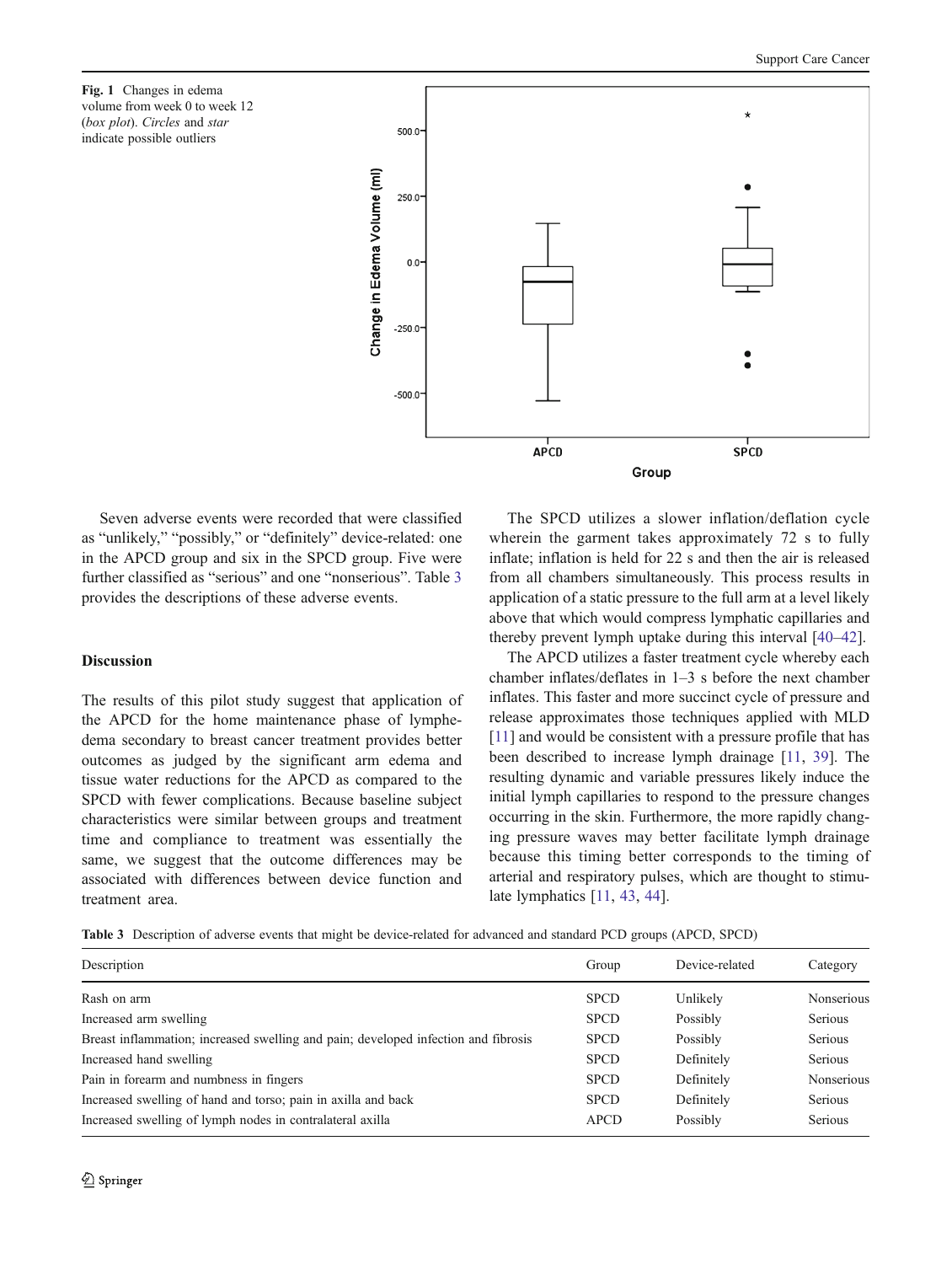**Fig. 1** Changes in edema volume from week 0 to week 12 (*box plot*). *Circles* and *star* indicate possible outliers

Seven adverse events were recorded that were classified as "unlikely," "possibly," or "definitely" device-related: one in the APCD group and six in the SPCD group. Five were further classified as "serious" and one "nonserious". Table 3 provides the descriptions of these adverse events.

## Discussion

The results of this pilot study suggest that application of the APCD for the home maintenance phase of lymphedema secondary to breast cancer treatment provides better outcomes as judged by the significant arm edema and tissue water reductions for the APCD as compared to the SPCD with fewer complications. Because baseline subject characteristics were similar between groups and treatment time and compliance to treatment was essentially the same, we suggest that the outcome differences may be associated with differences between device function and treatment area.

The SPCD utilizes a slower inflation/deflation cycle wherein the garment takes approximately 72 s to fully inflate; inflation is held for 22 s and then the air is released from all chambers simultaneously. This process results in application of a static pressure to the full arm at a level likely above that which would compress lymphatic capillaries and thereby prevent lymph uptake during this interval [40–42].

The APCD utilizes a faster treatment cycle whereby each chamber inflates/deflates in 1–3 s before the next chamber inflates. This faster and more succinct cycle of pressure and release approximates those techniques applied with MLD [11] and would be consistent with a pressure profile that has been described to increase lymph drainage [11, 39]. The resulting dynamic and variable pressures likely induce the initial lymph capillaries to respond to the pressure changes occurring in the skin. Furthermore, the more rapidly changing pressure waves may better facilitate lymph drainage because this timing better corresponds to the timing of arterial and respiratory pulses, which are thought to stimulate lymphatics [11, 43, 44].

**Table 3** Description of adverse events that might be device-related for advanced and standard PCD groups (APCD, SPCD)

| Description | Group | Device-related | Category |
|---|---|---|---|
| Rash on arm | SPCD | Unlikely | Nonserious |
| Increased arm swelling | SPCD | Possibly | Serious |
| Breast inflammation; increased swelling and pain; developed infection and fibrosis | SPCD | Possibly | Serious |
| Increased hand swelling | SPCD | Definitely | Serious |
| Pain in forearm and numbness in fingers | SPCD | Definitely | Nonserious |
| Increased swelling of hand and torso; pain in axilla and back | SPCD | Definitely | Serious |
| Increased swelling of lymph nodes in contralateral axilla | APCD | Possibly | Serious |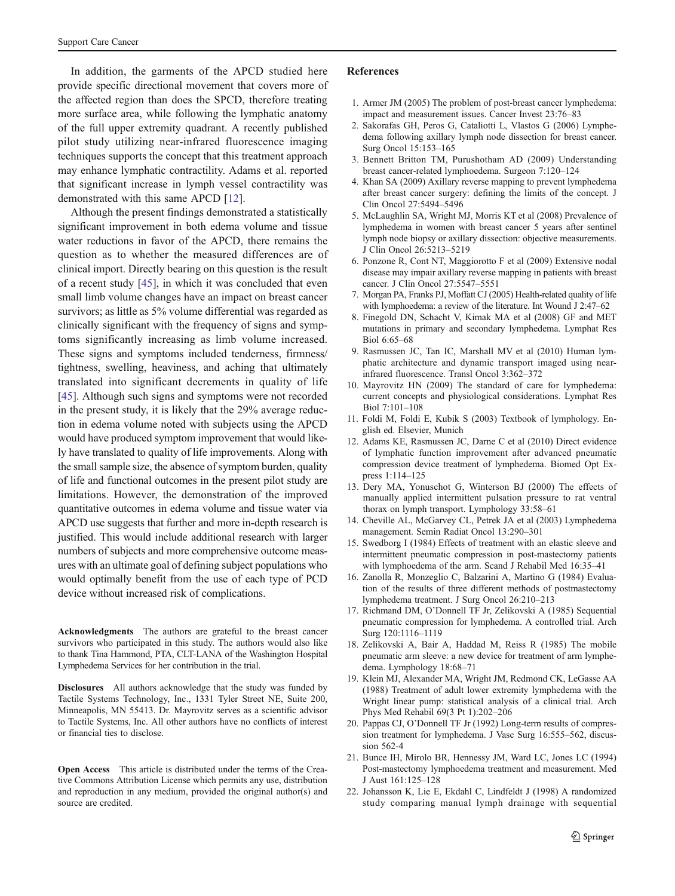In addition, the garments of the APCD studied here provide specific directional movement that covers more of the affected region than does the SPCD, therefore treating more surface area, while following the lymphatic anatomy of the full upper extremity quadrant. A recently published pilot study utilizing near-infrared fluorescence imaging techniques supports the concept that this treatment approach may enhance lymphatic contractility. Adams et al. reported that significant increase in lymph vessel contractility was demonstrated with this same APCD [12].

Although the present findings demonstrated a statistically significant improvement in both edema volume and tissue water reductions in favor of the APCD, there remains the question as to whether the measured differences are of clinical import. Directly bearing on this question is the result of a recent study [45], in which it was concluded that even small limb volume changes have an impact on breast cancer survivors; as little as 5% volume differential was regarded as clinically significant with the frequency of signs and symptoms significantly increasing as limb volume increased. These signs and symptoms included tenderness, firmness/tightness, swelling, heaviness, and aching that ultimately translated into significant decrements in quality of life [45]. Although such signs and symptoms were not recorded in the present study, it is likely that the 29% average reduction in edema volume noted with subjects using the APCD would have produced symptom improvement that would likely have translated to quality of life improvements. Along with the small sample size, the absence of symptom burden, quality of life and functional outcomes in the present pilot study are limitations. However, the demonstration of the improved quantitative outcomes in edema volume and tissue water via APCD use suggests that further and more in-depth research is justified. This would include additional research with larger numbers of subjects and more comprehensive outcome measures with an ultimate goal of defining subject populations who would optimally benefit from the use of each type of PCD device without increased risk of complications.

**Acknowledgments** The authors are grateful to the breast cancer survivors who participated in this study. The authors would also like to thank Tina Hammond, PTA, CLT-LANA of the Washington Hospital Lymphedema Services for her contribution in the trial.

**Disclosures** All authors acknowledge that the study was funded by Tactile Systems Technology, Inc., 1331 Tyler Street NE, Suite 200, Minneapolis, MN 55413. Dr. Mayrovitz serves as a scientific advisor to Tactile Systems, Inc. All other authors have no conflicts of interest or financial ties to disclose.

**Open Access** This article is distributed under the terms of the Creative Commons Attribution License which permits any use, distribution and reproduction in any medium, provided the original author(s) and source are credited.

## References

1. Armer JM (2005) The problem of post-breast cancer lymphedema: impact and measurement issues. Cancer Invest 23:76–83
2. Sakorafas GH, Peros G, Cataliotti L, Vlastos G (2006) Lymphedema following axillary lymph node dissection for breast cancer. Surg Oncol 15:153–165
3. Bennett Britton TM, Purushotham AD (2009) Understanding breast cancer-related lymphoedema. Surgeon 7:120–124
4. Khan SA (2009) Axillary reverse mapping to prevent lymphedema after breast cancer surgery: defining the limits of the concept. J Clin Oncol 27:5494–5496
5. McLaughlin SA, Wright MJ, Morris KT et al (2008) Prevalence of lymphedema in women with breast cancer 5 years after sentinel lymph node biopsy or axillary dissection: objective measurements. J Clin Oncol 26:5213–5219
6. Ponzone R, Cont NT, Maggiorotto F et al (2009) Extensive nodal disease may impair axillary reverse mapping in patients with breast cancer. J Clin Oncol 27:5547–5551
7. Morgan PA, Franks PJ, Moffatt CJ (2005) Health-related quality of life with lymphoedema: a review of the literature. Int Wound J 2:47–62
8. Finegold DN, Schacht V, Kimak MA et al (2008) GF and MET mutations in primary and secondary lymphedema. Lymphat Res Biol 6:65–68
9. Rasmussen JC, Tan IC, Marshall MV et al (2010) Human lymphatic architecture and dynamic transport imaged using near-infrared fluorescence. Transl Oncol 3:362–372
10. Mayrovitz HN (2009) The standard of care for lymphedema: current concepts and physiological considerations. Lymphat Res Biol 7:101–108
11. Foldi M, Foldi E, Kubik S (2003) Textbook of lymphology. English ed. Elsevier, Munich
12. Adams KE, Rasmussen JC, Darne C et al (2010) Direct evidence of lymphatic function improvement after advanced pneumatic compression device treatment of lymphedema. Biomed Opt Express 1:114–125
13. Dery MA, Yonuschot G, Winterson BJ (2000) The effects of manually applied intermittent pulsation pressure to rat ventral thorax on lymph transport. Lymphology 33:58–61
14. Cheville AL, McGarvey CL, Petrek JA et al (2003) Lymphedema management. Semin Radiat Oncol 13:290–301
15. Swedborg I (1984) Effects of treatment with an elastic sleeve and intermittent pneumatic compression in post-mastectomy patients with lymphoedema of the arm. Scand J Rehabil Med 16:35–41
16. Zanolla R, Monzeglio C, Balzarini A, Martino G (1984) Evaluation of the results of three different methods of postmastectomy lymphedema treatment. J Surg Oncol 26:210–213
17. Richmand DM, O'Donnell TF Jr, Zelikovski A (1985) Sequential pneumatic compression for lymphedema. A controlled trial. Arch Surg 120:1116–1119
18. Zelikovski A, Bair A, Haddad M, Reiss R (1985) The mobile pneumatic arm sleeve: a new device for treatment of arm lymphedema. Lymphology 18:68–71
19. Klein MJ, Alexander MA, Wright JM, Redmond CK, LeGasse AA (1988) Treatment of adult lower extremity lymphedema with the Wright linear pump: statistical analysis of a clinical trial. Arch Phys Med Rehabil 69(3 Pt 1):202–206
20. Pappas CJ, O'Donnell TF Jr (1992) Long-term results of compression treatment for lymphedema. J Vasc Surg 16:555–562, discussion 562-4
21. Bunce IH, Mirolo BR, Hennessy JM, Ward LC, Jones LC (1994) Post-mastectomy lymphoedema treatment and measurement. Med J Aust 161:125–128
22. Johansson K, Lie E, Ekdahl C, Lindfeldt J (1998) A randomized study comparing manual lymph drainage with sequential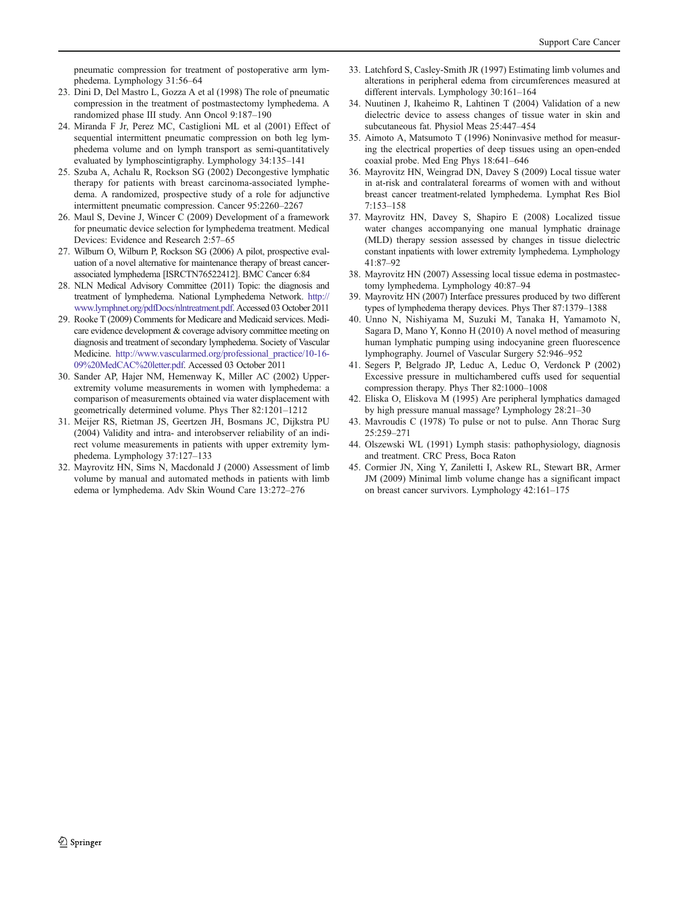pneumatic compression for treatment of postoperative arm lymphedema. Lymphology 31:56–64

23. Dini D, Del Mastro L, Gozza A et al (1998) The role of pneumatic compression in the treatment of postmastectomy lymphedema. A randomized phase III study. Ann Oncol 9:187–190
24. Miranda F Jr, Perez MC, Castiglioni ML et al (2001) Effect of sequential intermittent pneumatic compression on both leg lymphedema volume and on lymph transport as semi-quantitatively evaluated by lymphoscintigraphy. Lymphology 34:135–141
25. Szuba A, Achalu R, Rockson SG (2002) Decongestive lymphatic therapy for patients with breast carcinoma-associated lymphedema. A randomized, prospective study of a role for adjunctive intermittent pneumatic compression. Cancer 95:2260–2267
26. Maul S, Devine J, Wincer C (2009) Development of a framework for pneumatic device selection for lymphedema treatment. Medical Devices: Evidence and Research 2:57–65
27. Wilburn O, Wilburn P, Rockson SG (2006) A pilot, prospective evaluation of a novel alternative for maintenance therapy of breast cancer-associated lymphedema [ISRCTN76522412]. BMC Cancer 6:84
28. NLN Medical Advisory Committee (2011) Topic: the diagnosis and treatment of lymphedema. National Lymphedema Network. http://www.lymphnet.org/pdfDocs/nlntreatment.pdf. Accessed 03 October 2011
29. Rooke T (2009) Comments for Medicare and Medicaid services. Medicare evidence development & coverage advisory committee meeting on diagnosis and treatment of secondary lymphedema. Society of Vascular Medicine. http://www.vascularmed.org/professional_practice/10-16-09%20MedCAC%20letter.pdf. Accessed 03 October 2011
30. Sander AP, Hajer NM, Hemenway K, Miller AC (2002) Upper-extremity volume measurements in women with lymphedema: a comparison of measurements obtained via water displacement with geometrically determined volume. Phys Ther 82:1201–1212
31. Meijer RS, Rietman JS, Geertzen JH, Bosmans JC, Dijkstra PU (2004) Validity and intra- and interobserver reliability of an indirect volume measurements in patients with upper extremity lymphedema. Lymphology 37:127–133
32. Mayrovitz HN, Sims N, Macdonald J (2000) Assessment of limb volume by manual and automated methods in patients with limb edema or lymphedema. Adv Skin Wound Care 13:272–276
33. Latchford S, Casley-Smith JR (1997) Estimating limb volumes and alterations in peripheral edema from circumferences measured at different intervals. Lymphology 30:161–164
34. Nuutinen J, Ikaheimo R, Lahtinen T (2004) Validation of a new dielectric device to assess changes of tissue water in skin and subcutaneous fat. Physiol Meas 25:447–454
35. Aimoto A, Matsumoto T (1996) Noninvasive method for measuring the electrical properties of deep tissues using an open-ended coaxial probe. Med Eng Phys 18:641–646
36. Mayrovitz HN, Weingrad DN, Davey S (2009) Local tissue water in at-risk and contralateral forearms of women with and without breast cancer treatment-related lymphedema. Lymphat Res Biol 7:153–158
37. Mayrovitz HN, Davey S, Shapiro E (2008) Localized tissue water changes accompanying one manual lymphatic drainage (MLD) therapy session assessed by changes in tissue dielectric constant inpatients with lower extremity lymphedema. Lymphology 41:87–92
38. Mayrovitz HN (2007) Assessing local tissue edema in postmastectomy lymphedema. Lymphology 40:87–94
39. Mayrovitz HN (2007) Interface pressures produced by two different types of lymphedema therapy devices. Phys Ther 87:1379–1388
40. Unno N, Nishiyama M, Suzuki M, Tanaka H, Yamamoto N, Sagara D, Mano Y, Konno H (2010) A novel method of measuring human lymphatic pumping using indocyanine green fluorescence lymphography. Journal of Vascular Surgery 52:946–952
41. Segers P, Belgrado JP, Leduc A, Leduc O, Verdonck P (2002) Excessive pressure in multichambered cuffs used for sequential compression therapy. Phys Ther 82:1000–1008
42. Eliska O, Eliskova M (1995) Are peripheral lymphatics damaged by high pressure manual massage? Lymphology 28:21–30
43. Mavroudis C (1978) To pulse or not to pulse. Ann Thorac Surg 25:259–271
44. Olszewski WL (1991) Lymph stasis: pathophysiology, diagnosis and treatment. CRC Press, Boca Raton
45. Cormier JN, Xing Y, Zaniletti I, Askew RL, Stewart BR, Armer JM (2009) Minimal limb volume change has a significant impact on breast cancer survivors. Lymphology 42:161–175